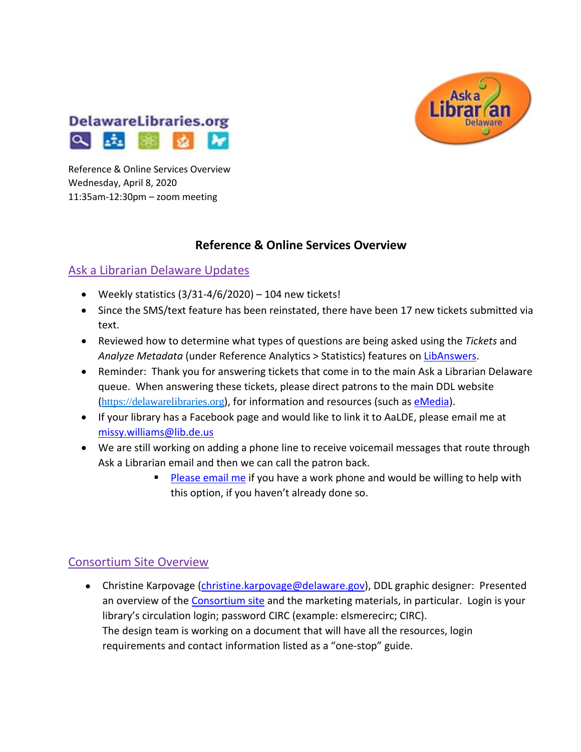Reference & Online Services Overview
Wednesday, April 8, 2020
11:35am-12:30pm – zoom meeting

# Reference & Online Services Overview

## Ask a Librarian Delaware Updates

- Weekly statistics (3/31-4/6/2020) – 104 new tickets!
- Since the SMS/text feature has been reinstated, there have been 17 new tickets submitted via text.
- Reviewed how to determine what types of questions are being asked using the *Tickets* and *Analyze Metadata* (under Reference Analytics > Statistics) features on LibAnswers.
- Reminder: Thank you for answering tickets that come in to the main Ask a Librarian Delaware queue. When answering these tickets, please direct patrons to the main DDL website (https://delawarelibraries.org), for information and resources (such as eMedia).
- If your library has a Facebook page and would like to link it to AaLDE, please email me at missy.williams@lib.de.us
- We are still working on adding a phone line to receive voicemail messages that route through Ask a Librarian email and then we can call the patron back.
  - Please email me if you have a work phone and would be willing to help with this option, if you haven't already done so.

## Consortium Site Overview

- Christine Karpovage (christine.karpovage@delaware.gov), DDL graphic designer: Presented an overview of the Consortium site and the marketing materials, in particular. Login is your library's circulation login; password CIRC (example: elsmerecirc; CIRC).
  The design team is working on a document that will have all the resources, login requirements and contact information listed as a "one-stop" guide.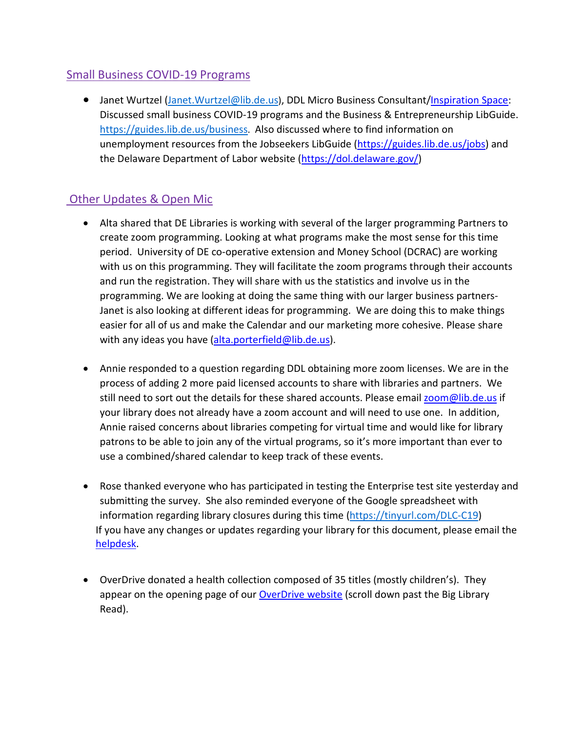## Small Business COVID-19 Programs

- Janet Wurtzel (Janet.Wurtzel@lib.de.us), DDL Micro Business Consultant/Inspiration Space: Discussed small business COVID-19 programs and the Business & Entrepreneurship LibGuide. https://guides.lib.de.us/business. Also discussed where to find information on unemployment resources from the Jobseekers LibGuide (https://guides.lib.de.us/jobs) and the Delaware Department of Labor website (https://dol.delaware.gov/)

## Other Updates & Open Mic

- Alta shared that DE Libraries is working with several of the larger programming Partners to create zoom programming. Looking at what programs make the most sense for this time period. University of DE co-operative extension and Money School (DCRAC) are working with us on this programming. They will facilitate the zoom programs through their accounts and run the registration. They will share with us the statistics and involve us in the programming. We are looking at doing the same thing with our larger business partners- Janet is also looking at different ideas for programming. We are doing this to make things easier for all of us and make the Calendar and our marketing more cohesive. Please share with any ideas you have (alta.porterfield@lib.de.us).

- Annie responded to a question regarding DDL obtaining more zoom licenses. We are in the process of adding 2 more paid licensed accounts to share with libraries and partners. We still need to sort out the details for these shared accounts. Please email zoom@lib.de.us if your library does not already have a zoom account and will need to use one. In addition, Annie raised concerns about libraries competing for virtual time and would like for library patrons to be able to join any of the virtual programs, so it's more important than ever to use a combined/shared calendar to keep track of these events.

- Rose thanked everyone who has participated in testing the Enterprise test site yesterday and submitting the survey. She also reminded everyone of the Google spreadsheet with information regarding library closures during this time (https://tinyurl.com/DLC-C19)
  If you have any changes or updates regarding your library for this document, please email the helpdesk.

- OverDrive donated a health collection composed of 35 titles (mostly children's). They appear on the opening page of our OverDrive website (scroll down past the Big Library Read).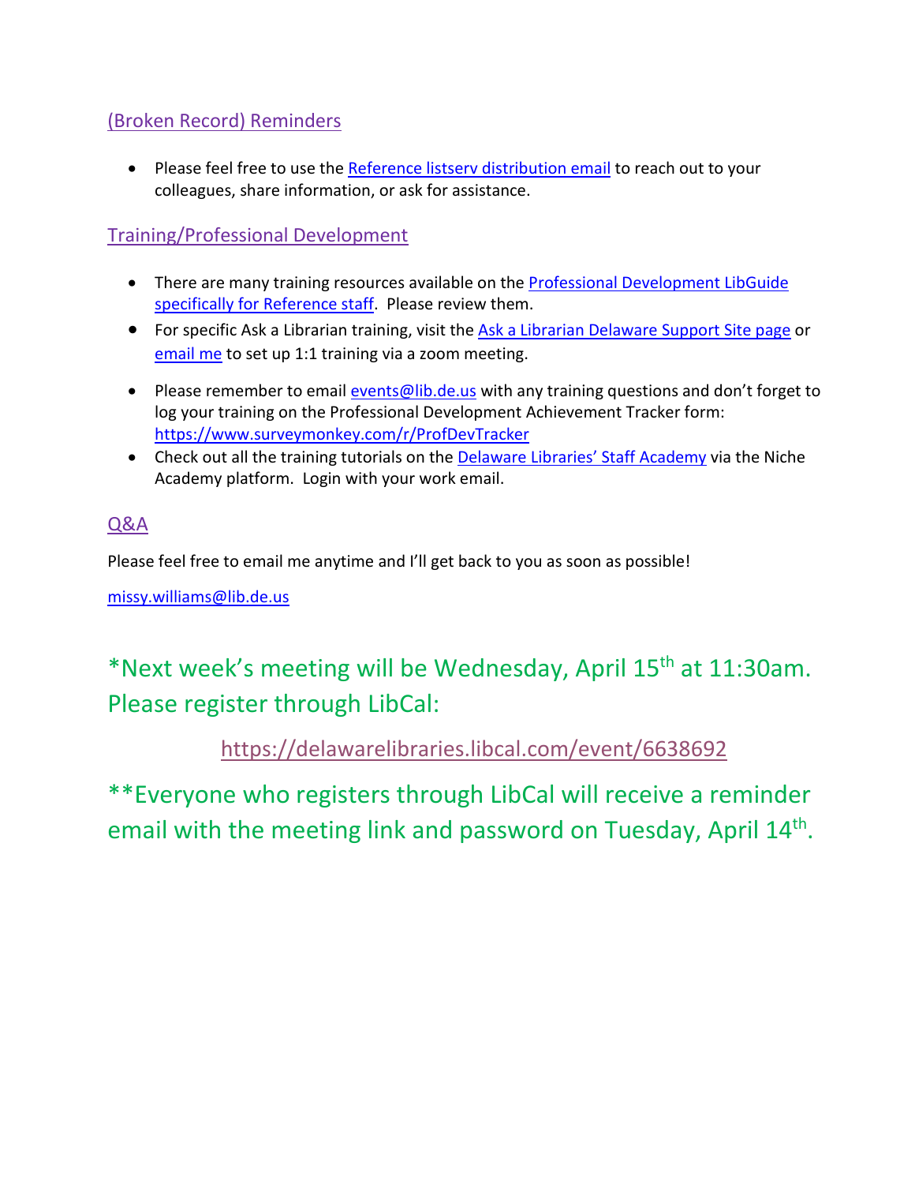## (Broken Record) Reminders

- Please feel free to use the Reference listserv distribution email to reach out to your colleagues, share information, or ask for assistance.

## Training/Professional Development

- There are many training resources available on the Professional Development LibGuide specifically for Reference staff. Please review them.
- For specific Ask a Librarian training, visit the Ask a Librarian Delaware Support Site page or email me to set up 1:1 training via a zoom meeting.
- Please remember to email events@lib.de.us with any training questions and don't forget to log your training on the Professional Development Achievement Tracker form: https://www.surveymonkey.com/r/ProfDevTracker
- Check out all the training tutorials on the Delaware Libraries' Staff Academy via the Niche Academy platform. Login with your work email.

## Q&A

Please feel free to email me anytime and I'll get back to you as soon as possible!

missy.williams@lib.de.us

*Next week's meeting will be Wednesday, April 15th at 11:30am. Please register through LibCal:

https://delawarelibraries.libcal.com/event/6638692

**Everyone who registers through LibCal will receive a reminder email with the meeting link and password on Tuesday, April 14th.